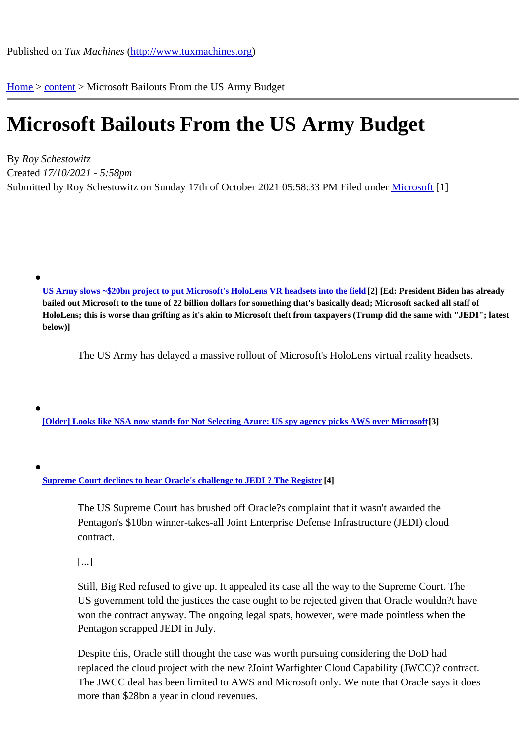Published on *Tux Machines* (http://www.tuxmachines.org)

Home > content > Microsoft Bailouts From the US Army Budget

# Microsoft Bailouts From the US Army Budget

By *Roy Schestowitz*
Created *17/10/2021 - 5:58pm*
Submitted by Roy Schestowitz on Sunday 17th of October 2021 05:58:33 PM Filed under Microsoft [1]

- **US Army slows ~$20bn project to put Microsoft's HoloLens VR headsets into the field [2] [Ed: President Biden has already bailed out Microsoft to the tune of 22 billion dollars for something that's basically dead; Microsoft sacked all staff of HoloLens; this is worse than grifting as it's akin to Microsoft theft from taxpayers (Trump did the same with "JEDI"; latest below)]**

  > The US Army has delayed a massive rollout of Microsoft's HoloLens virtual reality headsets.

- **[Older] Looks like NSA now stands for Not Selecting Azure: US spy agency picks AWS over Microsoft [3]**

- **Supreme Court declines to hear Oracle's challenge to JEDI ? The Register [4]**

  > The US Supreme Court has brushed off Oracle?s complaint that it wasn't awarded the Pentagon's $10bn winner-takes-all Joint Enterprise Defense Infrastructure (JEDI) cloud contract.
  >
  > [...]
  >
  > Still, Big Red refused to give up. It appealed its case all the way to the Supreme Court. The US government told the justices the case ought to be rejected given that Oracle wouldn?t have won the contract anyway. The ongoing legal spats, however, were made pointless when the Pentagon scrapped JEDI in July.
  >
  > Despite this, Oracle still thought the case was worth pursuing considering the DoD had replaced the cloud project with the new ?Joint Warfighter Cloud Capability (JWCC)? contract. The JWCC deal has been limited to AWS and Microsoft only. We note that Oracle says it does more than $28bn a year in cloud revenues.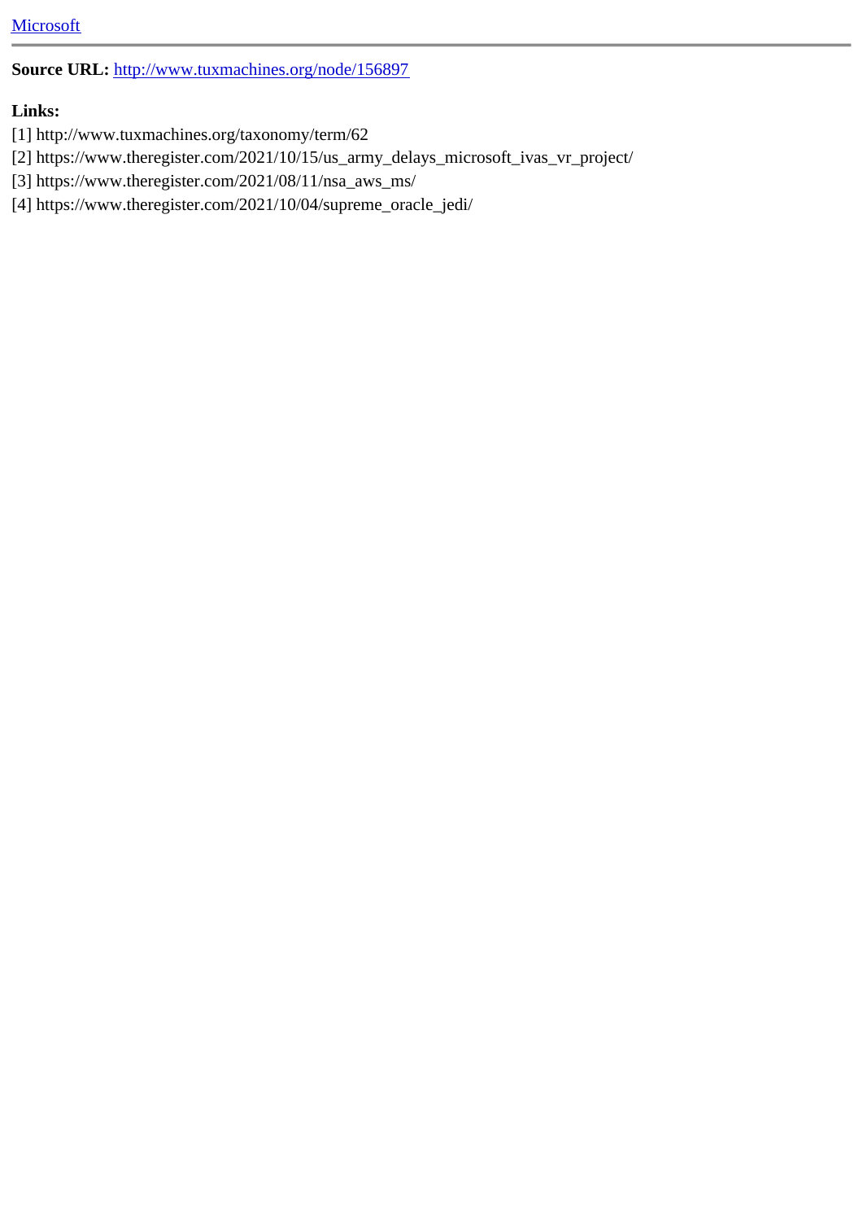[Microsoft](http://www.tuxmachines.org/taxonomy/term/62)

---

**Source URL:** http://www.tuxmachines.org/node/156897

**Links:**

[1] http://www.tuxmachines.org/taxonomy/term/62
[2] https://www.theregister.com/2021/10/15/us_army_delays_microsoft_ivas_vr_project/
[3] https://www.theregister.com/2021/08/11/nsa_aws_ms/
[4] https://www.theregister.com/2021/10/04/supreme_oracle_jedi/